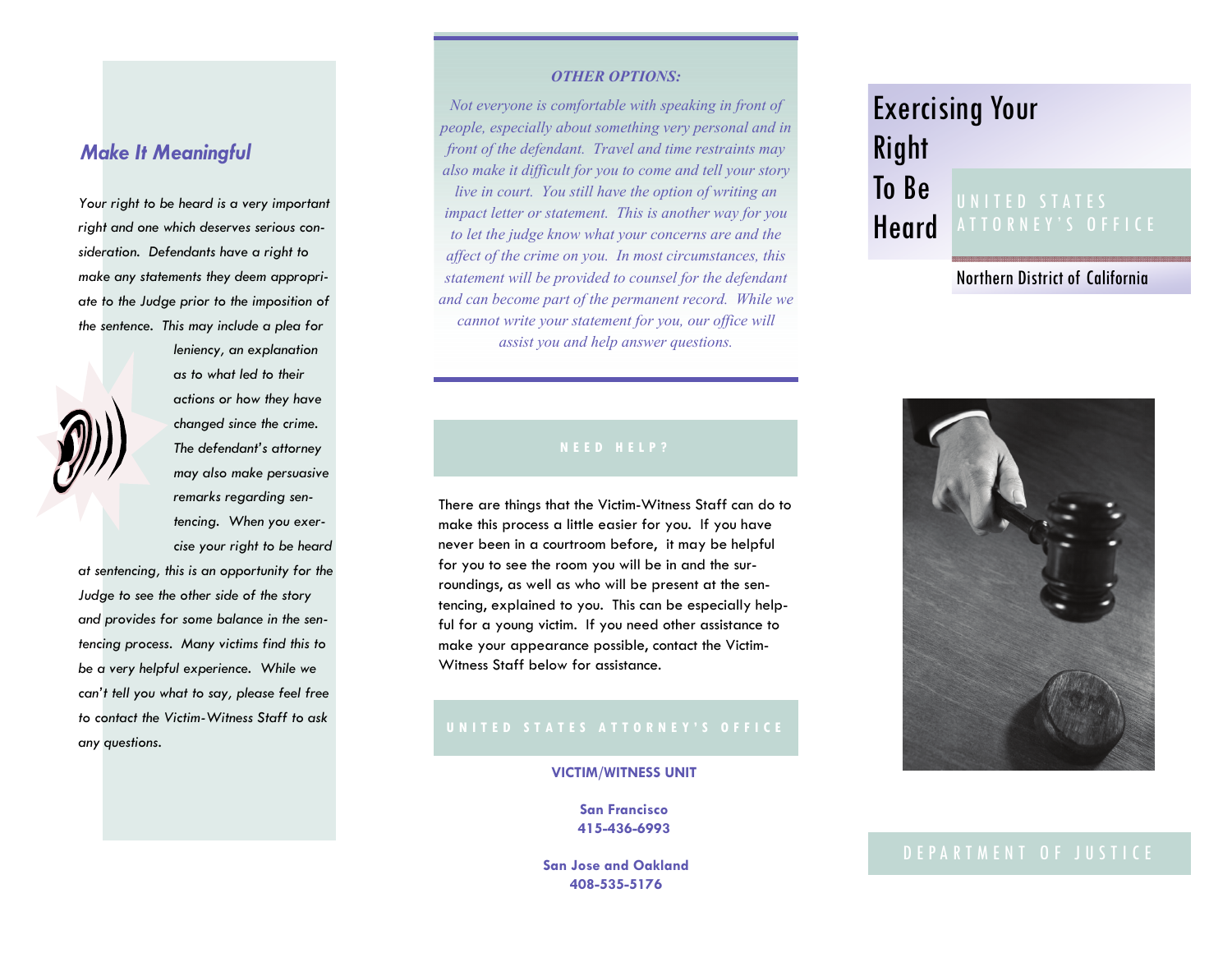## Make It Meaningful

*Your right to be heard is a very important right and one which deserves serious consideration. Defendants have a right to make any statements they deem appropriate to the Judge prior to the imposition of the sentence. This may include a plea for leniency, an explanation as to what led to their actions or how they have changed since the crime. The defendant's attorney may also make persuasive remarks regarding sentencing. When you exercise your right to be heard at sentencing, this is an opportunity for the Judge to see the other side of the story and provides for some balance in the sentencing process. Many victims find this to be a very helpful experience. While we can't tell you what to say, please feel free to contact the Victim-Witness Staff to ask any questions.*

### *OTHER OPTIONS:*

*Not everyone is comfortable with speaking in front of people, especially about something very personal and in front of the defendant. Travel and time restraints may also make it difficult for you to come and tell your story live in court. You still have the option of writing an impact letter or statement. This is another way for you to let the judge know what your concerns are and the affect of the crime on you. In most circumstances, this statement will be provided to counsel for the defendant and can become part of the permanent record. While we cannot write your statement for you, our office will assist you and help answer questions.*

### NEED HELP?

There are things that the Victim-Witness Staff can do to make this process a little easier for you. If you have never been in a courtroom before, it may be helpful for you to see the room you will be in and the surroundings, as well as who will be present at the sentencing, explained to you. This can be especially helpful for a young victim. If you need other assistance to make your appearance possible, contact the Victim-Witness Staff below for assistance.

### UNITED STATES ATTORNEY'S OFFICE

**VICTIM/WITNESS UNIT**

**San Francisco**
**415-436-6993**

**San Jose and Oakland**
**408-535-5176**

# Exercising Your Right To Be Heard

UNITED STATES ATTORNEY'S OFFICE

Northern District of California

DEPARTMENT OF JUSTICE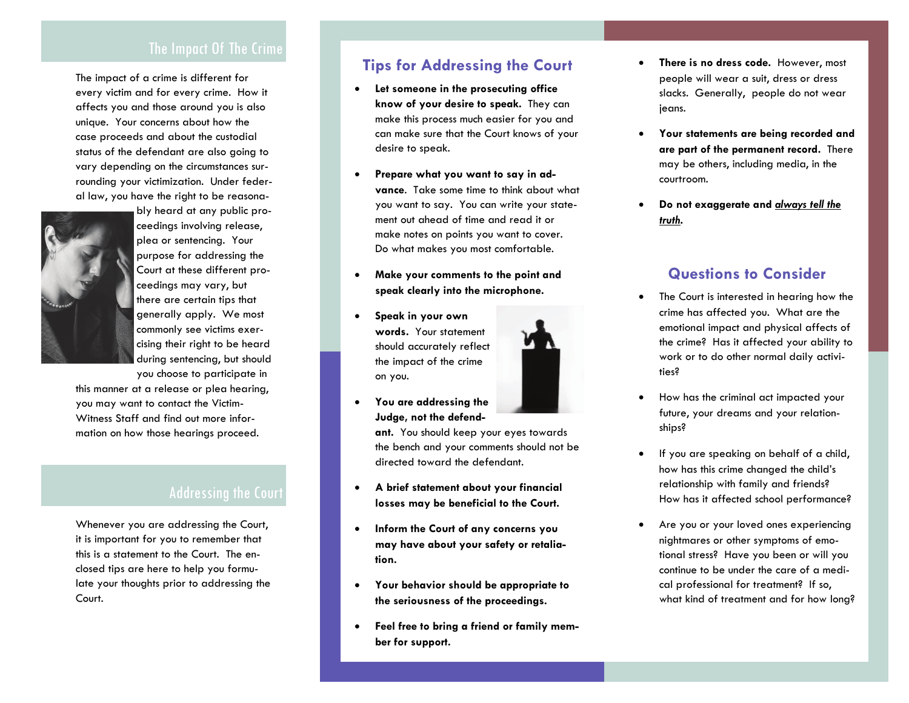## The Impact Of The Crime

The impact of a crime is different for every victim and for every crime. How it affects you and those around you is also unique. Your concerns about how the case proceeds and about the custodial status of the defendant are also going to vary depending on the circumstances surrounding your victimization. Under federal law, you have the right to be reasonably heard at any public proceedings involving release, plea or sentencing. Your purpose for addressing the Court at these different proceedings may vary, but there are certain tips that generally apply. We most commonly see victims exercising their right to be heard during sentencing, but should you choose to participate in this manner at a release or plea hearing, you may want to contact the Victim-Witness Staff and find out more information on how those hearings proceed.

## Addressing the Court

Whenever you are addressing the Court, it is important for you to remember that this is a statement to the Court. The enclosed tips are here to help you formulate your thoughts prior to addressing the Court.

## Tips for Addressing the Court

- **Let someone in the prosecuting office know of your desire to speak.** They can make this process much easier for you and can make sure that the Court knows of your desire to speak.
- **Prepare what you want to say in advance**. Take some time to think about what you want to say. You can write your statement out ahead of time and read it or make notes on points you want to cover. Do what makes you most comfortable.
- **Make your comments to the point and speak clearly into the microphone.**
- **Speak in your own words.** Your statement should accurately reflect the impact of the crime on you.
- **You are addressing the Judge, not the defendant.** You should keep your eyes towards the bench and your comments should not be directed toward the defendant.
- **A brief statement about your financial losses may be beneficial to the Court.**
- **Inform the Court of any concerns you may have about your safety or retaliation.**
- **Your behavior should be appropriate to the seriousness of the proceedings.**
- **Feel free to bring a friend or family member for support.**
- **There is no dress code.** However, most people will wear a suit, dress or dress slacks. Generally, people do not wear jeans.
- **Your statements are being recorded and are part of the permanent record.** There may be others, including media, in the courtroom.
- **Do not exaggerate and *always tell the truth*.**

## Questions to Consider

- The Court is interested in hearing how the crime has affected you. What are the emotional impact and physical affects of the crime? Has it affected your ability to work or to do other normal daily activities?
- How has the criminal act impacted your future, your dreams and your relationships?
- If you are speaking on behalf of a child, how has this crime changed the child's relationship with family and friends? How has it affected school performance?
- Are you or your loved ones experiencing nightmares or other symptoms of emotional stress? Have you been or will you continue to be under the care of a medical professional for treatment? If so, what kind of treatment and for how long?